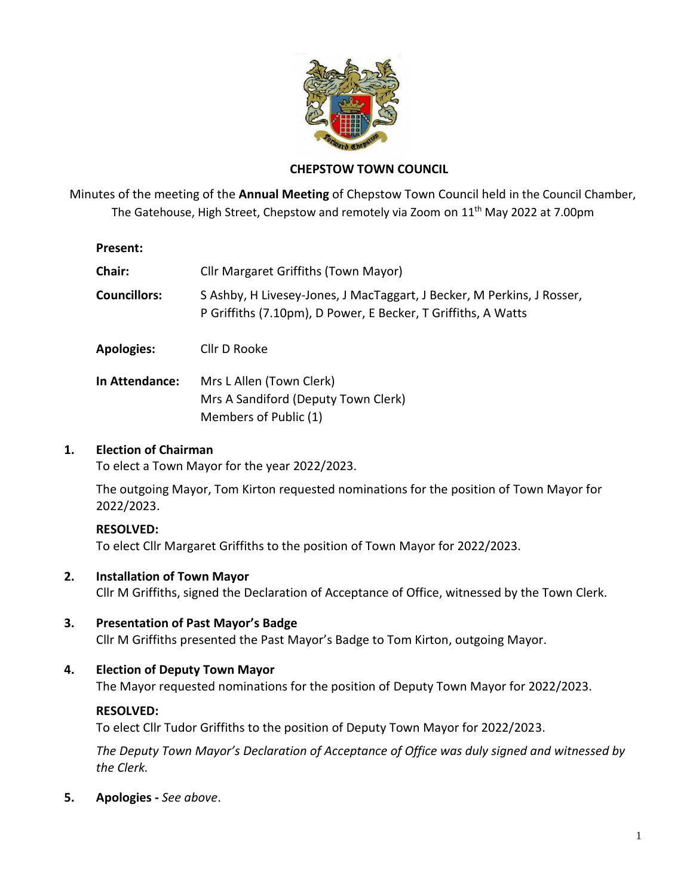**CHEPSTOW TOWN COUNCIL**

Minutes of the meeting of the **Annual Meeting** of Chepstow Town Council held in the Council Chamber, The Gatehouse, High Street, Chepstow and remotely via Zoom on 11th May 2022 at 7.00pm

**Present:**

| | |
|---|---|
| **Chair:** | Cllr Margaret Griffiths (Town Mayor) |
| **Councillors:** | S Ashby, H Livesey-Jones, J MacTaggart, J Becker, M Perkins, J Rosser, P Griffiths (7.10pm), D Power, E Becker, T Griffiths, A Watts |
| **Apologies:** | Cllr D Rooke |
| **In Attendance:** | Mrs L Allen (Town Clerk)<br>Mrs A Sandiford (Deputy Town Clerk)<br>Members of Public (1) |

**1. Election of Chairman**

To elect a Town Mayor for the year 2022/2023.

The outgoing Mayor, Tom Kirton requested nominations for the position of Town Mayor for 2022/2023.

**RESOLVED:**
To elect Cllr Margaret Griffiths to the position of Town Mayor for 2022/2023.

**2. Installation of Town Mayor**

Cllr M Griffiths, signed the Declaration of Acceptance of Office, witnessed by the Town Clerk.

**3. Presentation of Past Mayor's Badge**

Cllr M Griffiths presented the Past Mayor's Badge to Tom Kirton, outgoing Mayor.

**4. Election of Deputy Town Mayor**

The Mayor requested nominations for the position of Deputy Town Mayor for 2022/2023.

**RESOLVED:**
To elect Cllr Tudor Griffiths to the position of Deputy Town Mayor for 2022/2023.

*The Deputy Town Mayor's Declaration of Acceptance of Office was duly signed and witnessed by the Clerk.*

**5. Apologies -** *See above*.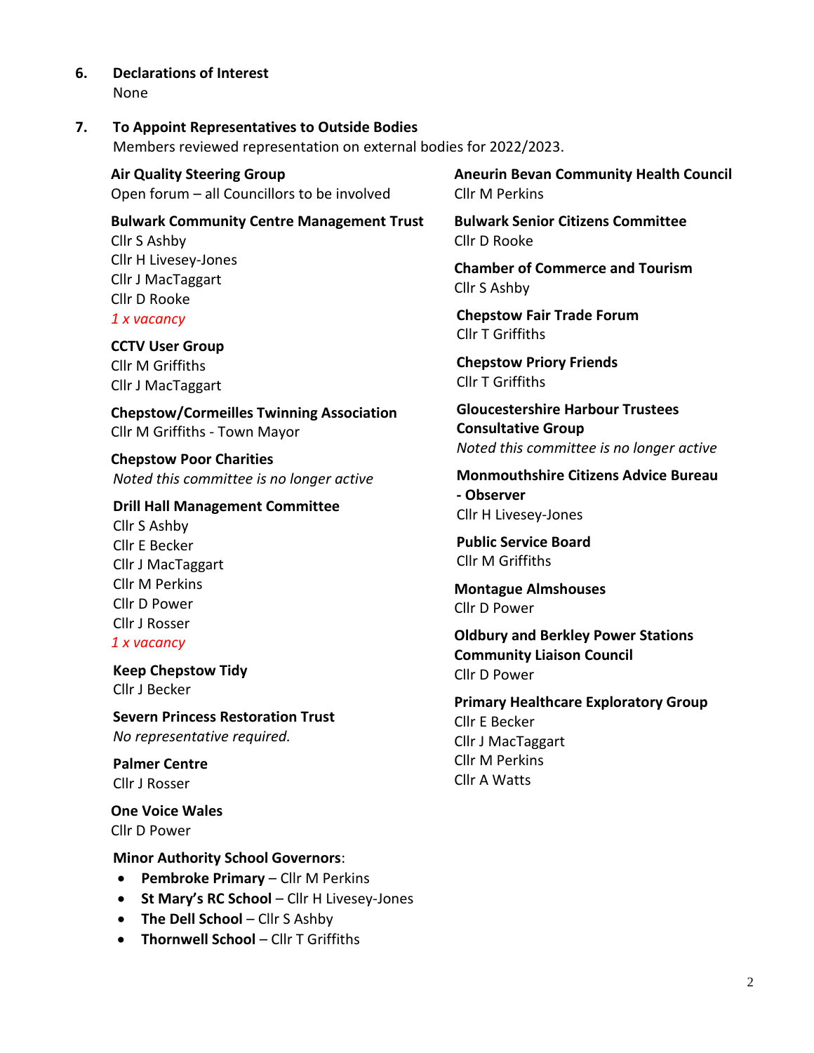## 6. Declarations of Interest

None

## 7. To Appoint Representatives to Outside Bodies

Members reviewed representation on external bodies for 2022/2023.

**Air Quality Steering Group**
Open forum – all Councillors to be involved

**Bulwark Community Centre Management Trust**
Cllr S Ashby
Cllr H Livesey-Jones
Cllr J MacTaggart
Cllr D Rooke
*1 x vacancy*

**CCTV User Group**
Cllr M Griffiths
Cllr J MacTaggart

**Chepstow/Cormeilles Twinning Association**
Cllr M Griffiths - Town Mayor

**Chepstow Poor Charities**
*Noted this committee is no longer active*

**Drill Hall Management Committee**
Cllr S Ashby
Cllr E Becker
Cllr J MacTaggart
Cllr M Perkins
Cllr D Power
Cllr J Rosser
*1 x vacancy*

**Keep Chepstow Tidy**
Cllr J Becker

**Severn Princess Restoration Trust**
*No representative required.*

**Palmer Centre**
Cllr J Rosser

**One Voice Wales**
Cllr D Power

**Minor Authority School Governors**:

- **Pembroke Primary** – Cllr M Perkins
- **St Mary's RC School** – Cllr H Livesey-Jones
- **The Dell School** – Cllr S Ashby
- **Thornwell School** – Cllr T Griffiths

**Aneurin Bevan Community Health Council**
Cllr M Perkins

**Bulwark Senior Citizens Committee**
Cllr D Rooke

**Chamber of Commerce and Tourism**
Cllr S Ashby

**Chepstow Fair Trade Forum**
Cllr T Griffiths

**Chepstow Priory Friends**
Cllr T Griffiths

**Gloucestershire Harbour Trustees Consultative Group**
*Noted this committee is no longer active*

**Monmouthshire Citizens Advice Bureau - Observer**
Cllr H Livesey-Jones

**Public Service Board**
Cllr M Griffiths

**Montague Almshouses**
Cllr D Power

**Oldbury and Berkley Power Stations Community Liaison Council**
Cllr D Power

**Primary Healthcare Exploratory Group**
Cllr E Becker
Cllr J MacTaggart
Cllr M Perkins
Cllr A Watts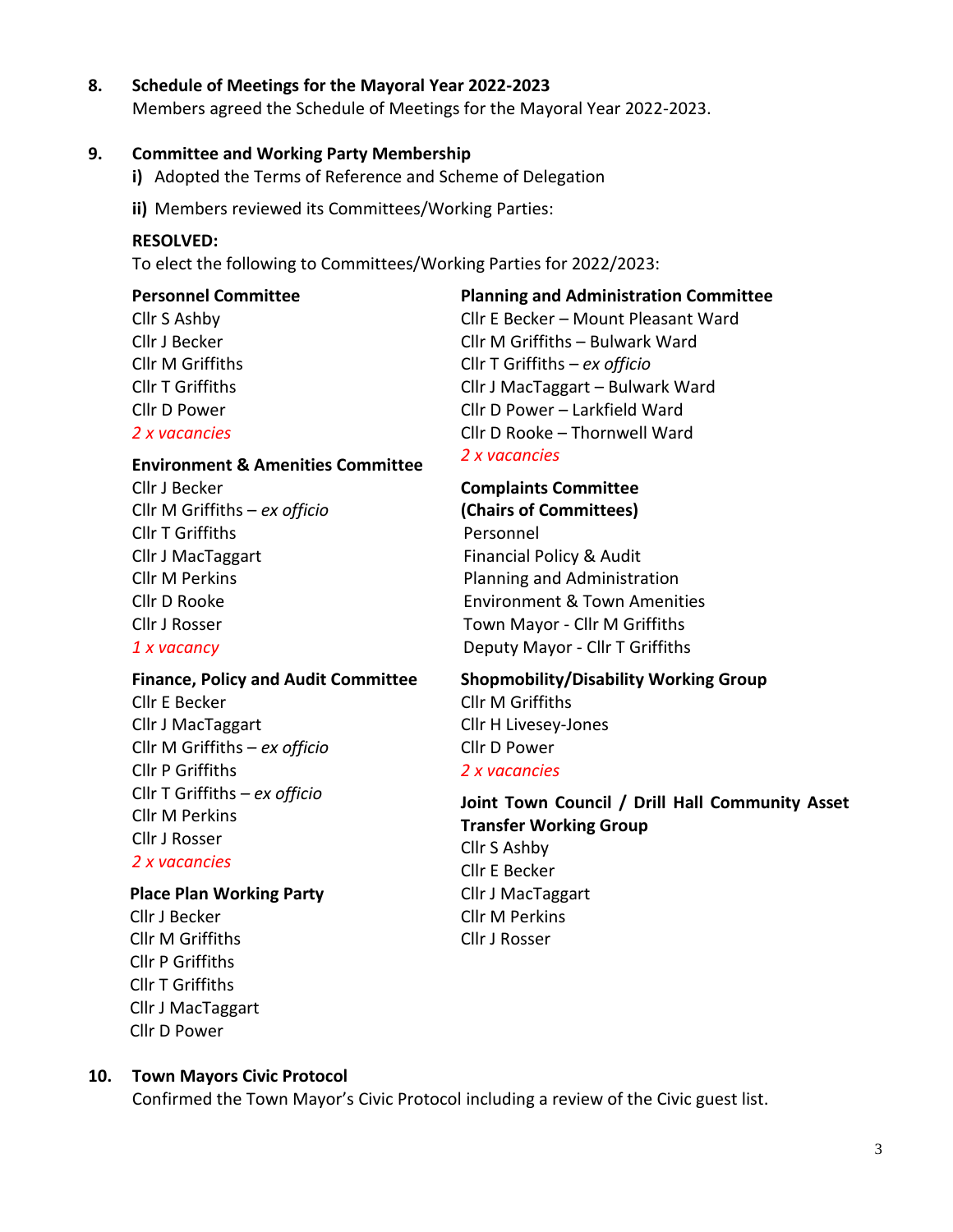**8. Schedule of Meetings for the Mayoral Year 2022-2023**

Members agreed the Schedule of Meetings for the Mayoral Year 2022-2023.

**9. Committee and Working Party Membership**

**i)** Adopted the Terms of Reference and Scheme of Delegation

**ii)** Members reviewed its Committees/Working Parties:

**RESOLVED:**

To elect the following to Committees/Working Parties for 2022/2023:

**Personnel Committee**

Cllr S Ashby
Cllr J Becker
Cllr M Griffiths
Cllr T Griffiths
Cllr D Power
*2 x vacancies*

**Environment & Amenities Committee**

Cllr J Becker
Cllr M Griffiths – *ex officio*
Cllr T Griffiths
Cllr J MacTaggart
Cllr M Perkins
Cllr D Rooke
Cllr J Rosser
*1 x vacancy*

**Finance, Policy and Audit Committee**

Cllr E Becker
Cllr J MacTaggart
Cllr M Griffiths – *ex officio*
Cllr P Griffiths
Cllr T Griffiths – *ex officio*
Cllr M Perkins
Cllr J Rosser
*2 x vacancies*

**Place Plan Working Party**

Cllr J Becker
Cllr M Griffiths
Cllr P Griffiths
Cllr T Griffiths
Cllr J MacTaggart
Cllr D Power

**Planning and Administration Committee**

Cllr E Becker – Mount Pleasant Ward
Cllr M Griffiths – Bulwark Ward
Cllr T Griffiths – *ex officio*
Cllr J MacTaggart – Bulwark Ward
Cllr D Power – Larkfield Ward
Cllr D Rooke – Thornwell Ward
*2 x vacancies*

**Complaints Committee (Chairs of Committees)**

Personnel
Financial Policy & Audit
Planning and Administration
Environment & Town Amenities
Town Mayor - Cllr M Griffiths
Deputy Mayor - Cllr T Griffiths

**Shopmobility/Disability Working Group**

Cllr M Griffiths
Cllr H Livesey-Jones
Cllr D Power
*2 x vacancies*

**Joint Town Council / Drill Hall Community Asset Transfer Working Group**

Cllr S Ashby
Cllr E Becker
Cllr J MacTaggart
Cllr M Perkins
Cllr J Rosser

**10. Town Mayors Civic Protocol**

Confirmed the Town Mayor's Civic Protocol including a review of the Civic guest list.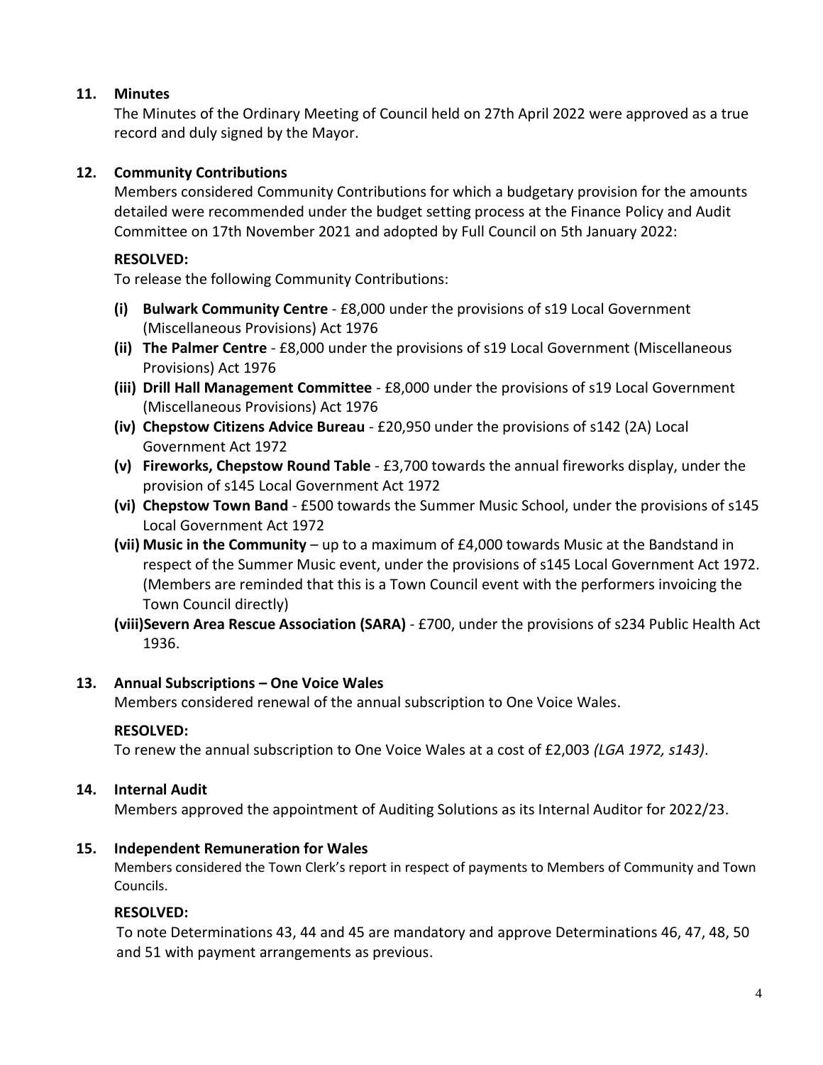**11. Minutes**

The Minutes of the Ordinary Meeting of Council held on 27th April 2022 were approved as a true record and duly signed by the Mayor.

**12. Community Contributions**

Members considered Community Contributions for which a budgetary provision for the amounts detailed were recommended under the budget setting process at the Finance Policy and Audit Committee on 17th November 2021 and adopted by Full Council on 5th January 2022:

**RESOLVED:**

To release the following Community Contributions:

- **(i) Bulwark Community Centre** - £8,000 under the provisions of s19 Local Government (Miscellaneous Provisions) Act 1976
- **(ii) The Palmer Centre** - £8,000 under the provisions of s19 Local Government (Miscellaneous Provisions) Act 1976
- **(iii) Drill Hall Management Committee** - £8,000 under the provisions of s19 Local Government (Miscellaneous Provisions) Act 1976
- **(iv) Chepstow Citizens Advice Bureau** - £20,950 under the provisions of s142 (2A) Local Government Act 1972
- **(v) Fireworks, Chepstow Round Table** - £3,700 towards the annual fireworks display, under the provision of s145 Local Government Act 1972
- **(vi) Chepstow Town Band** - £500 towards the Summer Music School, under the provisions of s145 Local Government Act 1972
- **(vii) Music in the Community** – up to a maximum of £4,000 towards Music at the Bandstand in respect of the Summer Music event, under the provisions of s145 Local Government Act 1972. (Members are reminded that this is a Town Council event with the performers invoicing the Town Council directly)
- **(viii) Severn Area Rescue Association (SARA)** - £700, under the provisions of s234 Public Health Act 1936.

**13. Annual Subscriptions – One Voice Wales**

Members considered renewal of the annual subscription to One Voice Wales.

**RESOLVED:**

To renew the annual subscription to One Voice Wales at a cost of £2,003 *(LGA 1972, s143)*.

**14. Internal Audit**

Members approved the appointment of Auditing Solutions as its Internal Auditor for 2022/23.

**15. Independent Remuneration for Wales**

Members considered the Town Clerk's report in respect of payments to Members of Community and Town Councils.

**RESOLVED:**

To note Determinations 43, 44 and 45 are mandatory and approve Determinations 46, 47, 48, 50 and 51 with payment arrangements as previous.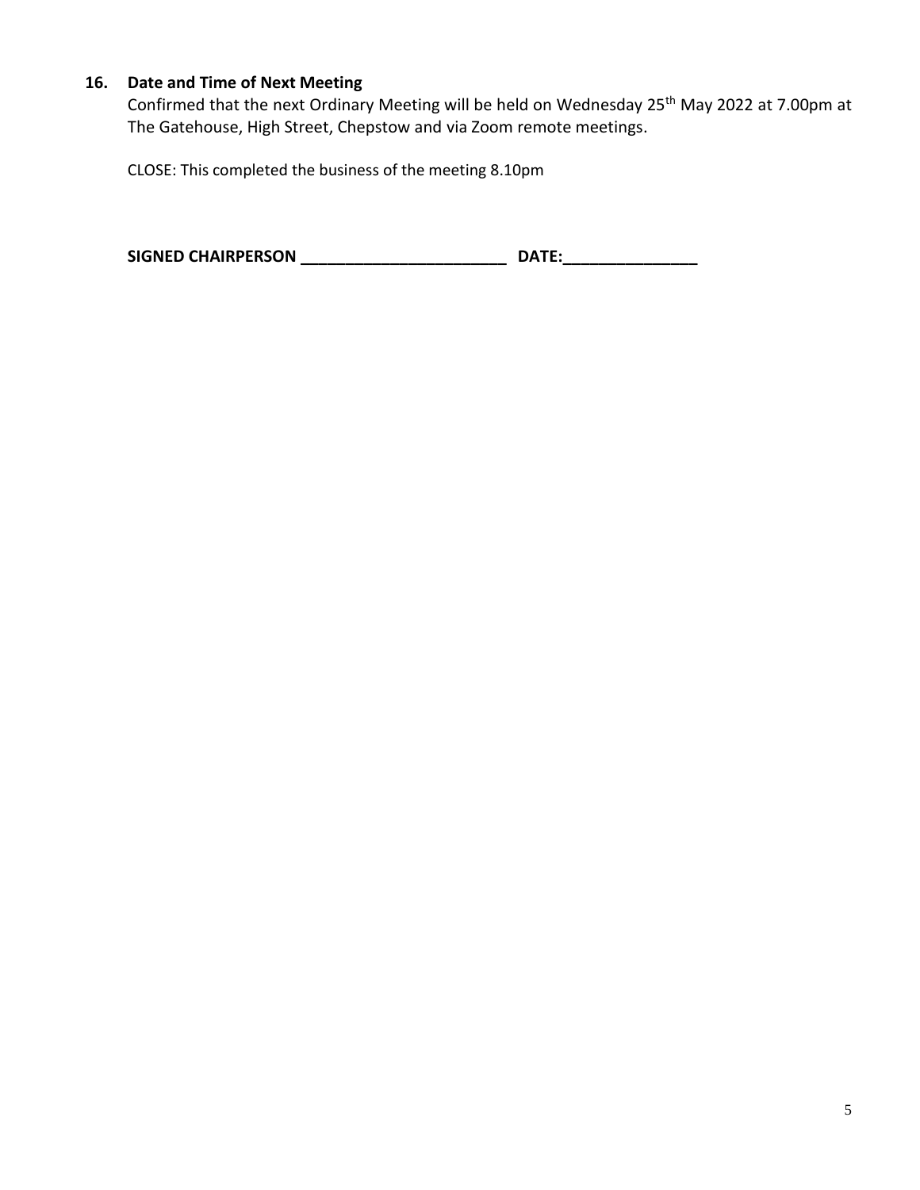## 16. Date and Time of Next Meeting

Confirmed that the next Ordinary Meeting will be held on Wednesday 25th May 2022 at 7.00pm at The Gatehouse, High Street, Chepstow and via Zoom remote meetings.

CLOSE: This completed the business of the meeting 8.10pm

**SIGNED CHAIRPERSON _______________________ DATE:_______________**